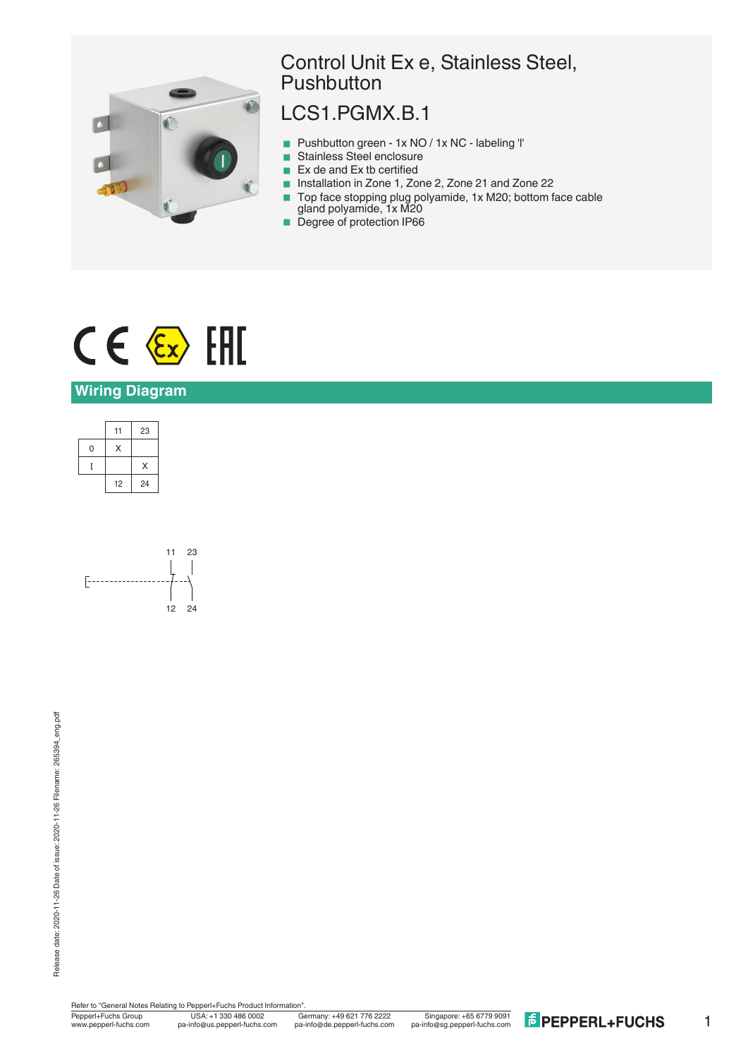# Control Unit Ex e, Stainless Steel, Pushbutton

## LCS1.PGMX.B.1

- Pushbutton green - 1x NO / 1x NC - labeling 'I'
- Stainless Steel enclosure
- Ex de and Ex tb certified
- Installation in Zone 1, Zone 2, Zone 21 and Zone 22
- Top face stopping plug polyamide, 1x M20; bottom face cable gland polyamide, 1x M20
- Degree of protection IP66

## Wiring Diagram

| | 11 | 23 |
|---|---|---|
| 0 | X | |
| I | | X |
| | 12 | 24 |

Refer to "General Notes Relating to Pepperl+Fuchs Product Information".

Release date: 2020-11-26 Date of issue: 2020-11-26 Filename: 265394_eng.pdf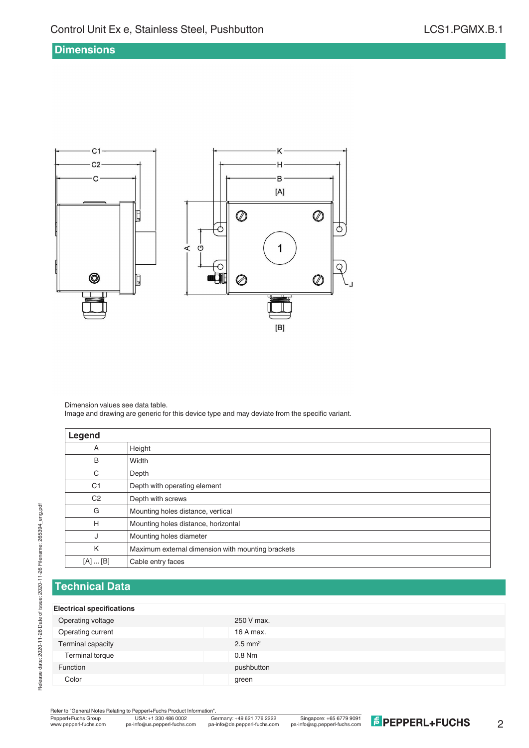## Dimensions

Dimension values see data table.
Image and drawing are generic for this device type and may deviate from the specific variant.

| Legend | |
|---|---|
| A | Height |
| B | Width |
| C | Depth |
| C1 | Depth with operating element |
| C2 | Depth with screws |
| G | Mounting holes distance, vertical |
| H | Mounting holes distance, horizontal |
| J | Mounting holes diameter |
| K | Maximum external dimension with mounting brackets |
| [A] ... [B] | Cable entry faces |

## Technical Data

| Electrical specifications | |
|---|---|
| Operating voltage | 250 V max. |
| Operating current | 16 A max. |
| Terminal capacity | 2.5 mm² |
| Terminal torque | 0.8 Nm |
| Function | pushbutton |
| Color | green |

Refer to "General Notes Relating to Pepperl+Fuchs Product Information".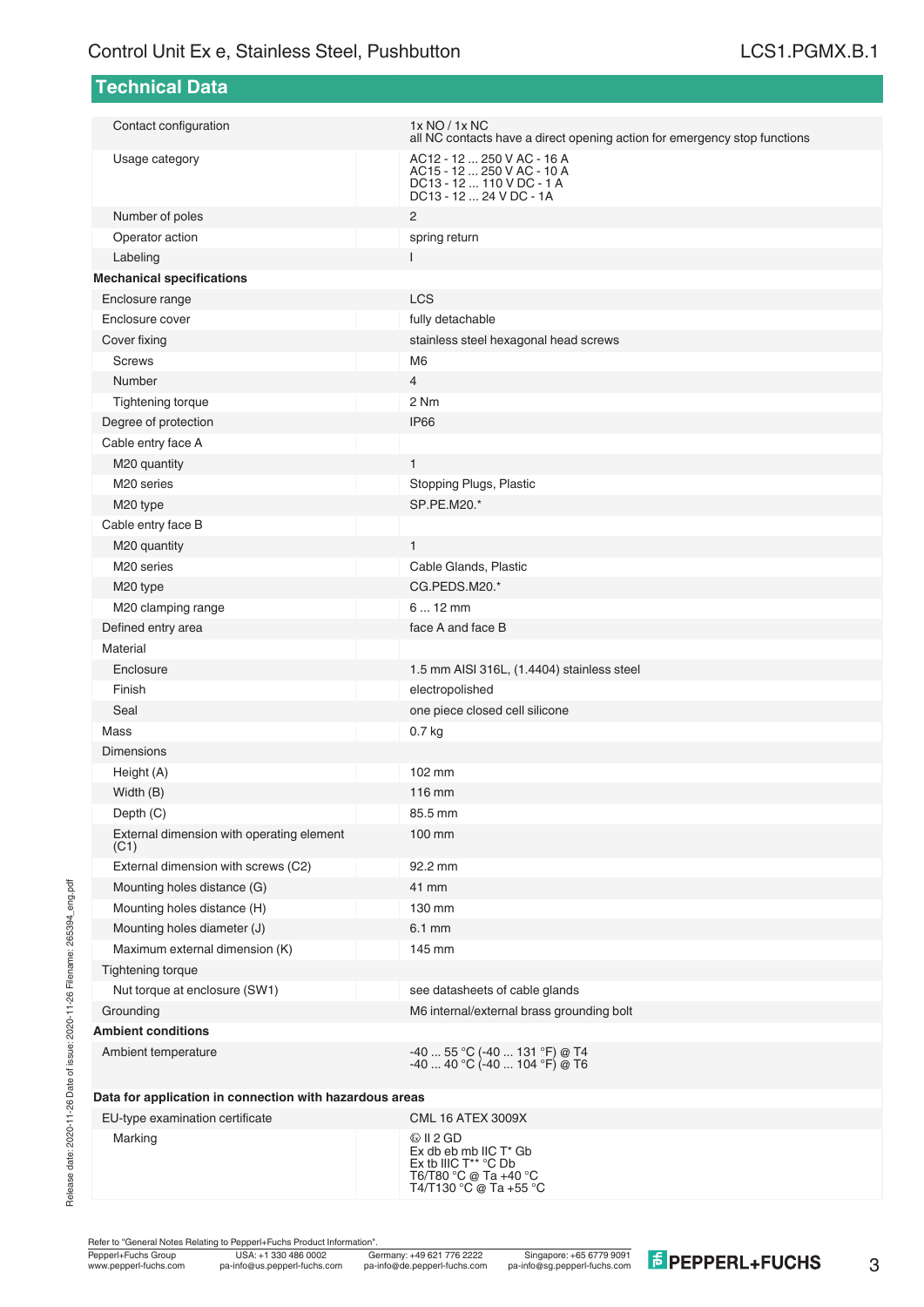## Technical Data

| | |
|---|---|
| Contact configuration | 1x NO / 1x NC<br>all NC contacts have a direct opening action for emergency stop functions |
| Usage category | AC12 - 12 ... 250 V AC - 16 A<br>AC15 - 12 ... 250 V AC - 10 A<br>DC13 - 12 ... 110 V DC - 1 A<br>DC13 - 12 ... 24 V DC - 1A |
| Number of poles | 2 |
| Operator action | spring return |
| Labeling | I |
| **Mechanical specifications** | |
| Enclosure range | LCS |
| Enclosure cover | fully detachable |
| Cover fixing | stainless steel hexagonal head screws |
| Screws | M6 |
| Number | 4 |
| Tightening torque | 2 Nm |
| Degree of protection | IP66 |
| Cable entry face A | |
| M20 quantity | 1 |
| M20 series | Stopping Plugs, Plastic |
| M20 type | SP.PE.M20.* |
| Cable entry face B | |
| M20 quantity | 1 |
| M20 series | Cable Glands, Plastic |
| M20 type | CG.PEDS.M20.* |
| M20 clamping range | 6 ... 12 mm |
| Defined entry area | face A and face B |
| Material | |
| Enclosure | 1.5 mm AISI 316L, (1.4404) stainless steel |
| Finish | electropolished |
| Seal | one piece closed cell silicone |
| Mass | 0.7 kg |
| Dimensions | |
| Height (A) | 102 mm |
| Width (B) | 116 mm |
| Depth (C) | 85.5 mm |
| External dimension with operating element (C1) | 100 mm |
| External dimension with screws (C2) | 92.2 mm |
| Mounting holes distance (G) | 41 mm |
| Mounting holes distance (H) | 130 mm |
| Mounting holes diameter (J) | 6.1 mm |
| Maximum external dimension (K) | 145 mm |
| Tightening torque | |
| Nut torque at enclosure (SW1) | see datasheets of cable glands |
| Grounding | M6 internal/external brass grounding bolt |
| **Ambient conditions** | |
| Ambient temperature | -40 ... 55 °C (-40 ... 131 °F) @ T4<br>-40 ... 40 °C (-40 ... 104 °F) @ T6 |
| **Data for application in connection with hazardous areas** | |
| EU-type examination certificate | CML 16 ATEX 3009X |
| Marking | ⓔx II 2 GD<br>Ex db eb mb IIC T* Gb<br>Ex tb IIIC T** °C Db<br>T6/T80 °C @ Ta +40 °C<br>T4/T130 °C @ Ta +55 °C |

Refer to "General Notes Relating to Pepperl+Fuchs Product Information".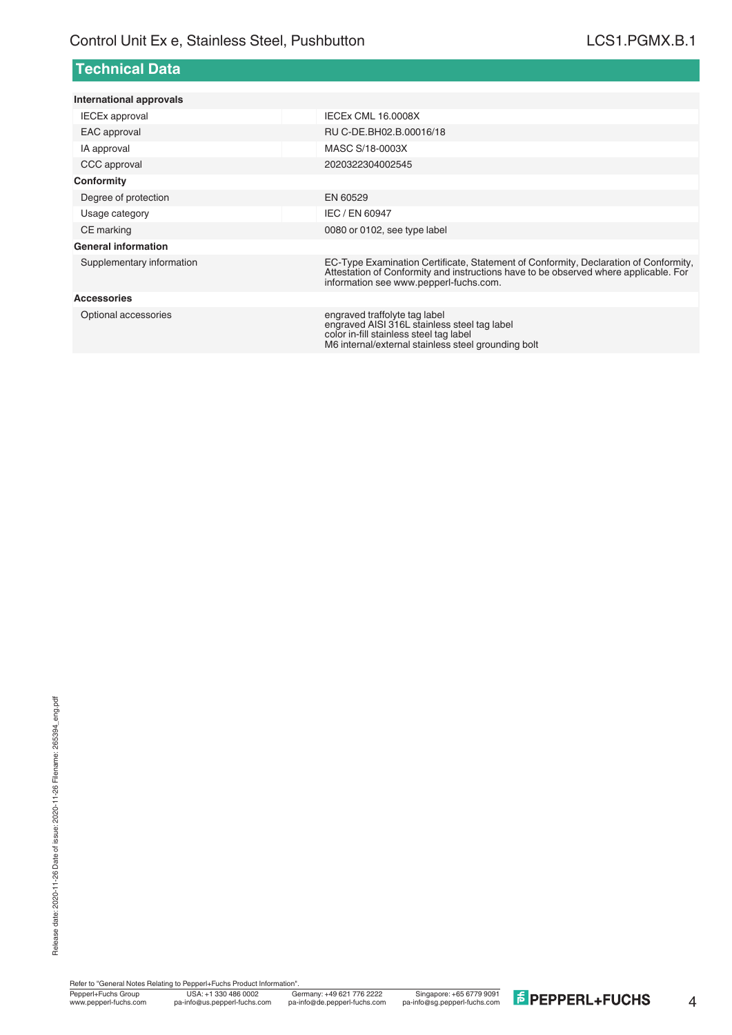## Technical Data

| | |
|---|---|
| **International approvals** | |
| IECEx approval | IECEx CML 16.0008X |
| EAC approval | RU C-DE.BH02.B.00016/18 |
| IA approval | MASC S/18-0003X |
| CCC approval | 2020322304002545 |
| **Conformity** | |
| Degree of protection | EN 60529 |
| Usage category | IEC / EN 60947 |
| CE marking | 0080 or 0102, see type label |
| **General information** | |
| Supplementary information | EC-Type Examination Certificate, Statement of Conformity, Declaration of Conformity, Attestation of Conformity and instructions have to be observed where applicable. For information see www.pepperl-fuchs.com. |
| **Accessories** | |
| Optional accessories | engraved traffolyte tag label<br>engraved AISI 316L stainless steel tag label<br>color in-fill stainless steel tag label<br>M6 internal/external stainless steel grounding bolt |

Refer to "General Notes Relating to Pepperl+Fuchs Product Information".